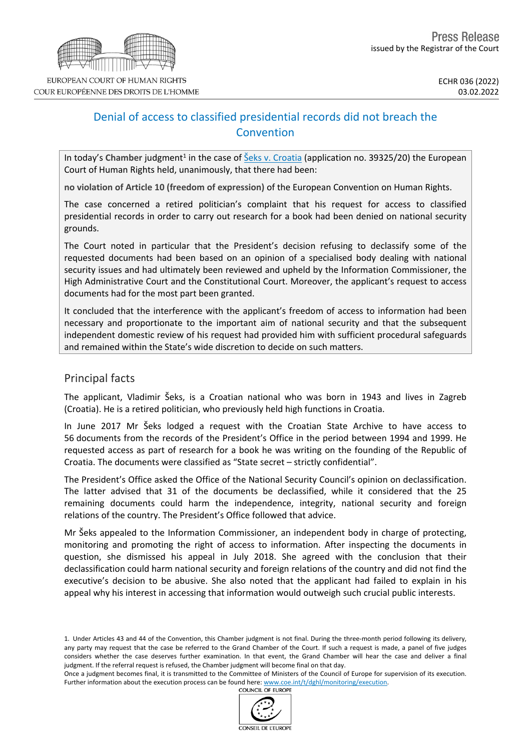Press Release

issued by the Registrar of the Court

ECHR 036 (2022)
03.02.2022

# Denial of access to classified presidential records did not breach the Convention

In today's **Chamber** judgment[1] in the case of Šeks v. Croatia (application no. 39325/20) the European Court of Human Rights held, unanimously, that there had been:

**no violation of Article 10 (freedom of expression)** of the European Convention on Human Rights.

The case concerned a retired politician's complaint that his request for access to classified presidential records in order to carry out research for a book had been denied on national security grounds.

The Court noted in particular that the President's decision refusing to declassify some of the requested documents had been based on an opinion of a specialised body dealing with national security issues and had ultimately been reviewed and upheld by the Information Commissioner, the High Administrative Court and the Constitutional Court. Moreover, the applicant's request to access documents had for the most part been granted.

It concluded that the interference with the applicant's freedom of access to information had been necessary and proportionate to the important aim of national security and that the subsequent independent domestic review of his request had provided him with sufficient procedural safeguards and remained within the State's wide discretion to decide on such matters.

## Principal facts

The applicant, Vladimir Šeks, is a Croatian national who was born in 1943 and lives in Zagreb (Croatia). He is a retired politician, who previously held high functions in Croatia.

In June 2017 Mr Šeks lodged a request with the Croatian State Archive to have access to 56 documents from the records of the President's Office in the period between 1994 and 1999. He requested access as part of research for a book he was writing on the founding of the Republic of Croatia. The documents were classified as "State secret – strictly confidential".

The President's Office asked the Office of the National Security Council's opinion on declassification. The latter advised that 31 of the documents be declassified, while it considered that the 25 remaining documents could harm the independence, integrity, national security and foreign relations of the country. The President's Office followed that advice.

Mr Šeks appealed to the Information Commissioner, an independent body in charge of protecting, monitoring and promoting the right of access to information. After inspecting the documents in question, she dismissed his appeal in July 2018. She agreed with the conclusion that their declassification could harm national security and foreign relations of the country and did not find the executive's decision to be abusive. She also noted that the applicant had failed to explain in his appeal why his interest in accessing that information would outweigh such crucial public interests.

---

1. Under Articles 43 and 44 of the Convention, this Chamber judgment is not final. During the three-month period following its delivery, any party may request that the case be referred to the Grand Chamber of the Court. If such a request is made, a panel of five judges considers whether the case deserves further examination. In that event, the Grand Chamber will hear the case and deliver a final judgment. If the referral request is refused, the Chamber judgment will become final on that day.

Once a judgment becomes final, it is transmitted to the Committee of Ministers of the Council of Europe for supervision of its execution. Further information about the execution process can be found here: www.coe.int/t/dghl/monitoring/execution.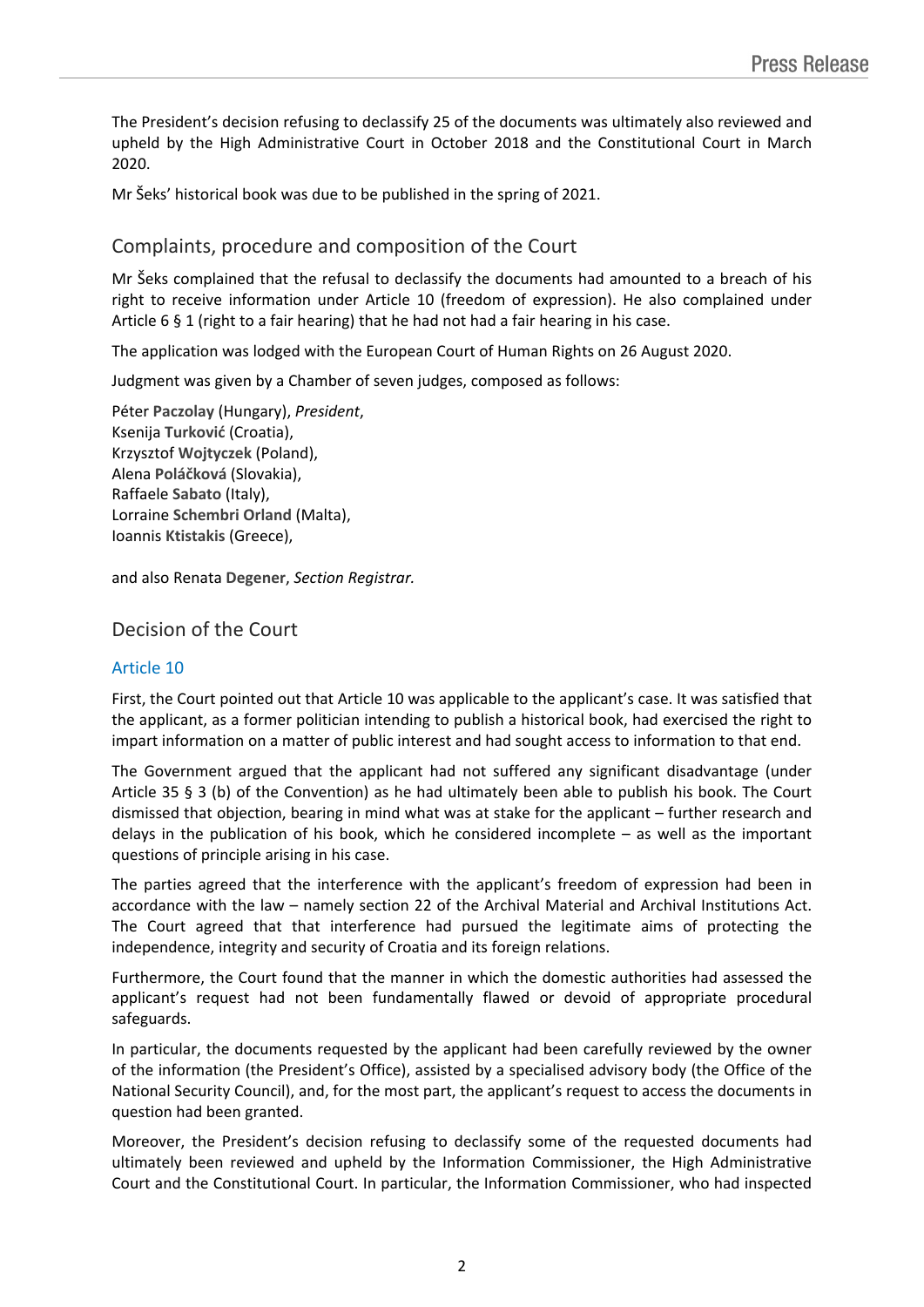The President's decision refusing to declassify 25 of the documents was ultimately also reviewed and upheld by the High Administrative Court in October 2018 and the Constitutional Court in March 2020.

Mr Šeks' historical book was due to be published in the spring of 2021.

## Complaints, procedure and composition of the Court

Mr Šeks complained that the refusal to declassify the documents had amounted to a breach of his right to receive information under Article 10 (freedom of expression). He also complained under Article 6 § 1 (right to a fair hearing) that he had not had a fair hearing in his case.

The application was lodged with the European Court of Human Rights on 26 August 2020.

Judgment was given by a Chamber of seven judges, composed as follows:

Péter **Paczolay** (Hungary), *President*,
Ksenija **Turković** (Croatia),
Krzysztof **Wojtyczek** (Poland),
Alena **Poláčková** (Slovakia),
Raffaele **Sabato** (Italy),
Lorraine **Schembri Orland** (Malta),
Ioannis **Ktistakis** (Greece),

and also Renata **Degener**, *Section Registrar.*

## Decision of the Court

### Article 10

First, the Court pointed out that Article 10 was applicable to the applicant's case. It was satisfied that the applicant, as a former politician intending to publish a historical book, had exercised the right to impart information on a matter of public interest and had sought access to information to that end.

The Government argued that the applicant had not suffered any significant disadvantage (under Article 35 § 3 (b) of the Convention) as he had ultimately been able to publish his book. The Court dismissed that objection, bearing in mind what was at stake for the applicant – further research and delays in the publication of his book, which he considered incomplete – as well as the important questions of principle arising in his case.

The parties agreed that the interference with the applicant's freedom of expression had been in accordance with the law – namely section 22 of the Archival Material and Archival Institutions Act. The Court agreed that that interference had pursued the legitimate aims of protecting the independence, integrity and security of Croatia and its foreign relations.

Furthermore, the Court found that the manner in which the domestic authorities had assessed the applicant's request had not been fundamentally flawed or devoid of appropriate procedural safeguards.

In particular, the documents requested by the applicant had been carefully reviewed by the owner of the information (the President's Office), assisted by a specialised advisory body (the Office of the National Security Council), and, for the most part, the applicant's request to access the documents in question had been granted.

Moreover, the President's decision refusing to declassify some of the requested documents had ultimately been reviewed and upheld by the Information Commissioner, the High Administrative Court and the Constitutional Court. In particular, the Information Commissioner, who had inspected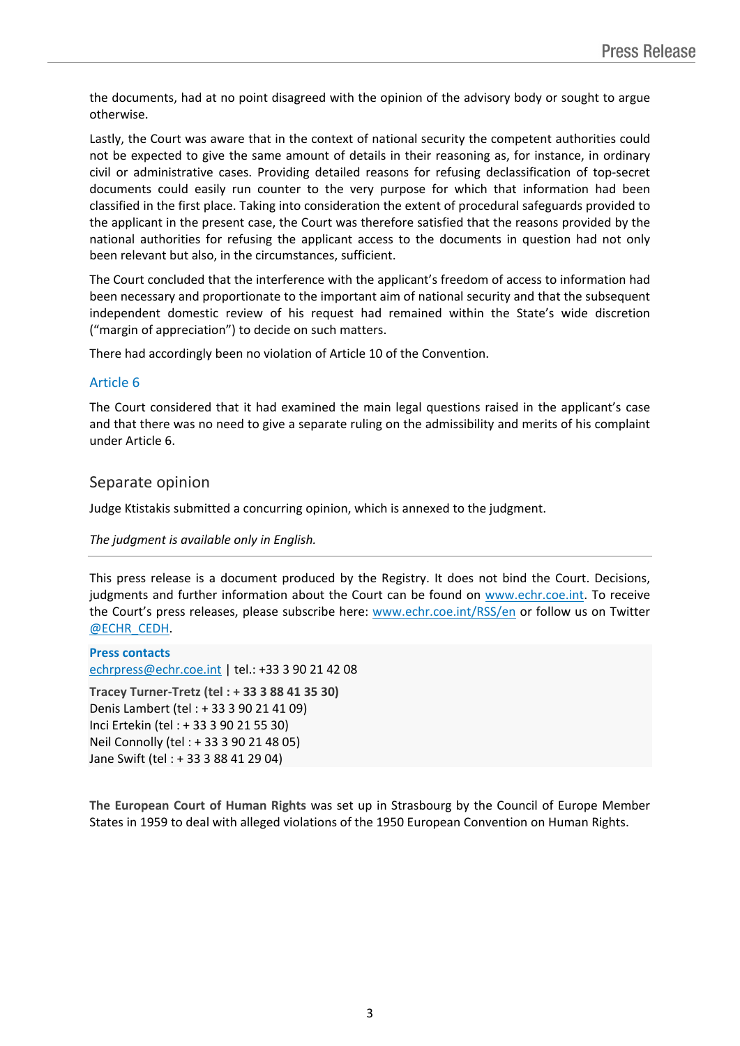the documents, had at no point disagreed with the opinion of the advisory body or sought to argue otherwise.

Lastly, the Court was aware that in the context of national security the competent authorities could not be expected to give the same amount of details in their reasoning as, for instance, in ordinary civil or administrative cases. Providing detailed reasons for refusing declassification of top-secret documents could easily run counter to the very purpose for which that information had been classified in the first place. Taking into consideration the extent of procedural safeguards provided to the applicant in the present case, the Court was therefore satisfied that the reasons provided by the national authorities for refusing the applicant access to the documents in question had not only been relevant but also, in the circumstances, sufficient.

The Court concluded that the interference with the applicant's freedom of access to information had been necessary and proportionate to the important aim of national security and that the subsequent independent domestic review of his request had remained within the State's wide discretion ("margin of appreciation") to decide on such matters.

There had accordingly been no violation of Article 10 of the Convention.

### Article 6

The Court considered that it had examined the main legal questions raised in the applicant's case and that there was no need to give a separate ruling on the admissibility and merits of his complaint under Article 6.

## Separate opinion

Judge Ktistakis submitted a concurring opinion, which is annexed to the judgment.

*The judgment is available only in English.*

---

This press release is a document produced by the Registry. It does not bind the Court. Decisions, judgments and further information about the Court can be found on www.echr.coe.int. To receive the Court's press releases, please subscribe here: www.echr.coe.int/RSS/en or follow us on Twitter @ECHR_CEDH.

**Press contacts**
echrpress@echr.coe.int | tel.: +33 3 90 21 42 08

**Tracey Turner-Tretz (tel : + 33 3 88 41 35 30)**
Denis Lambert (tel : + 33 3 90 21 41 09)
Inci Ertekin (tel : + 33 3 90 21 55 30)
Neil Connolly (tel : + 33 3 90 21 48 05)
Jane Swift (tel : + 33 3 88 41 29 04)

**The European Court of Human Rights** was set up in Strasbourg by the Council of Europe Member States in 1959 to deal with alleged violations of the 1950 European Convention on Human Rights.